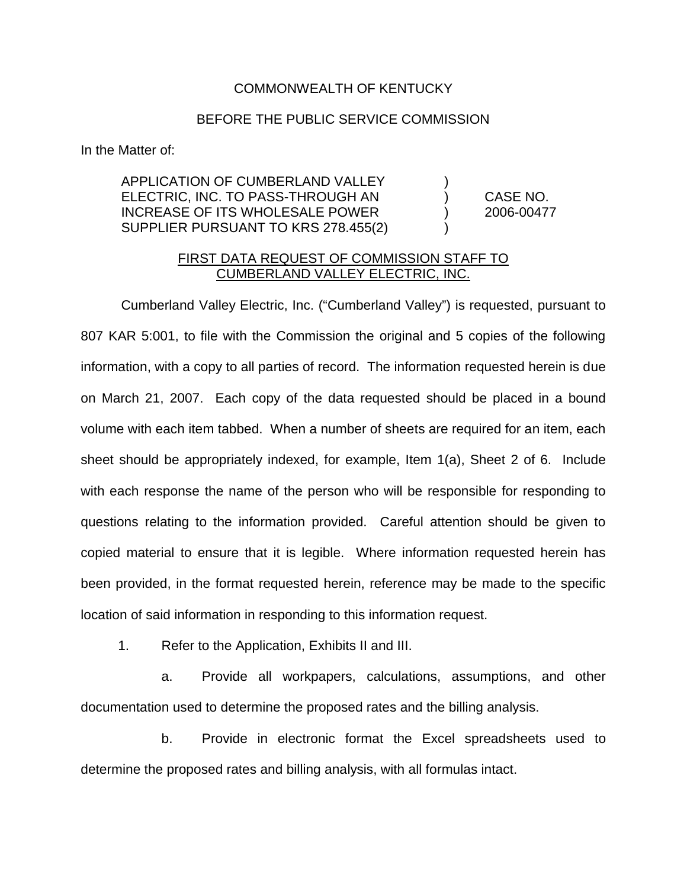COMMONWEALTH OF KENTUCKY

BEFORE THE PUBLIC SERVICE COMMISSION

In the Matter of:

| | | |
|---|---|---|
| APPLICATION OF CUMBERLAND VALLEY ELECTRIC, INC. TO PASS-THROUGH AN INCREASE OF ITS WHOLESALE POWER SUPPLIER PURSUANT TO KRS 278.455(2) | ) ) ) ) | CASE NO. 2006-00477 |

FIRST DATA REQUEST OF COMMISSION STAFF TO CUMBERLAND VALLEY ELECTRIC, INC.

Cumberland Valley Electric, Inc. ("Cumberland Valley") is requested, pursuant to 807 KAR 5:001, to file with the Commission the original and 5 copies of the following information, with a copy to all parties of record. The information requested herein is due on March 21, 2007. Each copy of the data requested should be placed in a bound volume with each item tabbed. When a number of sheets are required for an item, each sheet should be appropriately indexed, for example, Item 1(a), Sheet 2 of 6. Include with each response the name of the person who will be responsible for responding to questions relating to the information provided. Careful attention should be given to copied material to ensure that it is legible. Where information requested herein has been provided, in the format requested herein, reference may be made to the specific location of said information in responding to this information request.

1. Refer to the Application, Exhibits II and III.

   a. Provide all workpapers, calculations, assumptions, and other documentation used to determine the proposed rates and the billing analysis.

   b. Provide in electronic format the Excel spreadsheets used to determine the proposed rates and billing analysis, with all formulas intact.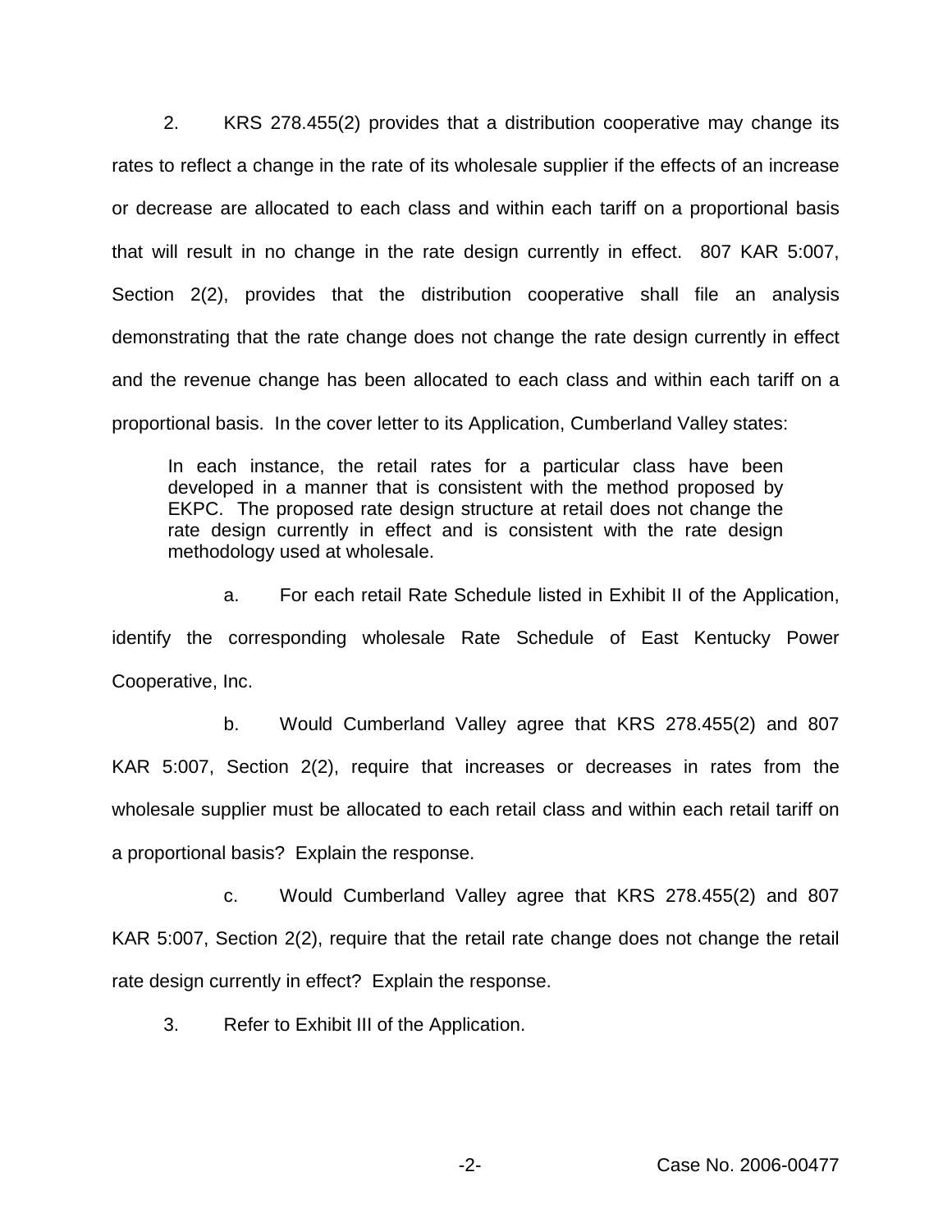2. KRS 278.455(2) provides that a distribution cooperative may change its rates to reflect a change in the rate of its wholesale supplier if the effects of an increase or decrease are allocated to each class and within each tariff on a proportional basis that will result in no change in the rate design currently in effect. 807 KAR 5:007, Section 2(2), provides that the distribution cooperative shall file an analysis demonstrating that the rate change does not change the rate design currently in effect and the revenue change has been allocated to each class and within each tariff on a proportional basis. In the cover letter to its Application, Cumberland Valley states:

> In each instance, the retail rates for a particular class have been developed in a manner that is consistent with the method proposed by EKPC. The proposed rate design structure at retail does not change the rate design currently in effect and is consistent with the rate design methodology used at wholesale.

a. For each retail Rate Schedule listed in Exhibit II of the Application, identify the corresponding wholesale Rate Schedule of East Kentucky Power Cooperative, Inc.

b. Would Cumberland Valley agree that KRS 278.455(2) and 807 KAR 5:007, Section 2(2), require that increases or decreases in rates from the wholesale supplier must be allocated to each retail class and within each retail tariff on a proportional basis? Explain the response.

c. Would Cumberland Valley agree that KRS 278.455(2) and 807 KAR 5:007, Section 2(2), require that the retail rate change does not change the retail rate design currently in effect? Explain the response.

3. Refer to Exhibit III of the Application.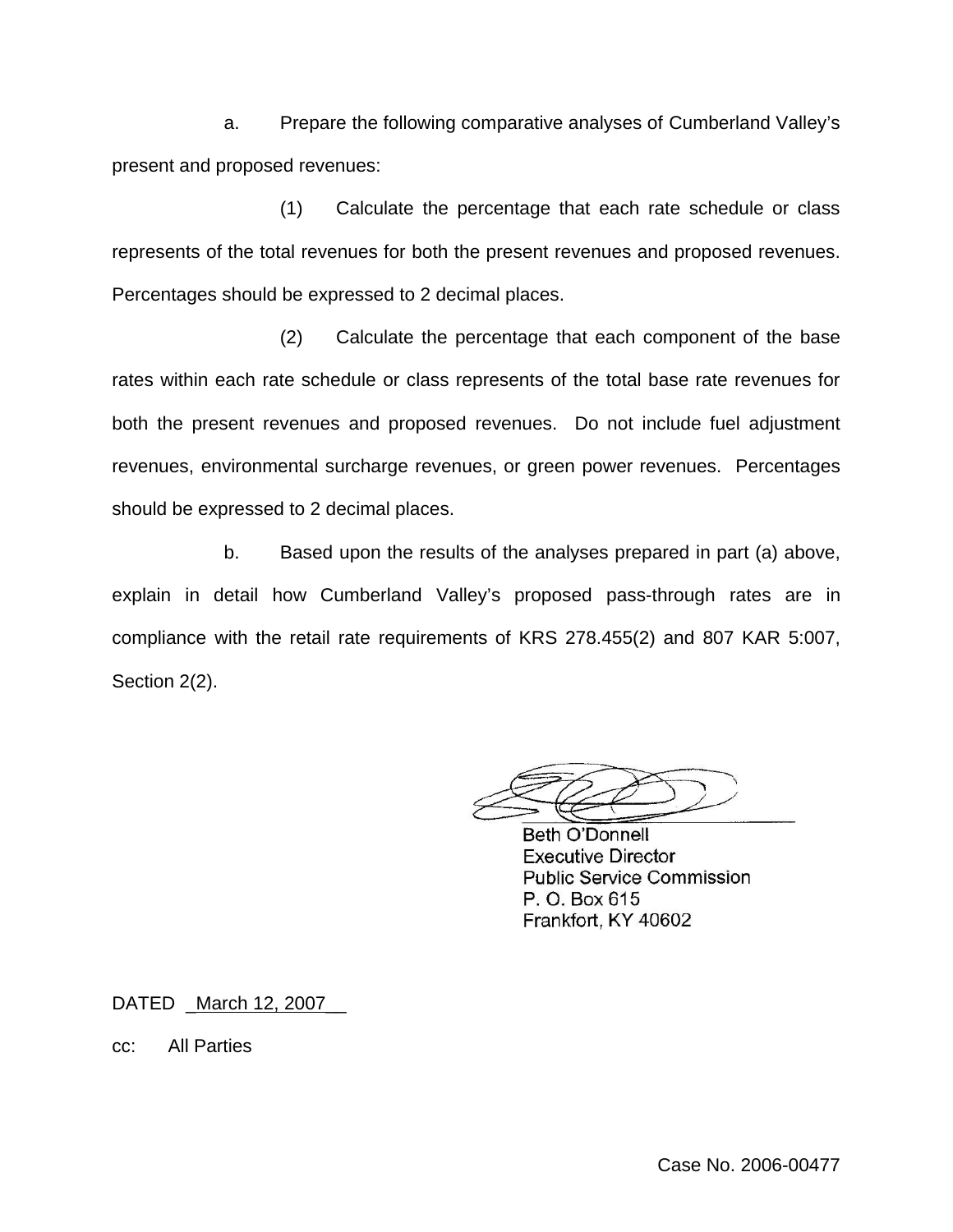a. Prepare the following comparative analyses of Cumberland Valley's present and proposed revenues:

(1) Calculate the percentage that each rate schedule or class represents of the total revenues for both the present revenues and proposed revenues. Percentages should be expressed to 2 decimal places.

(2) Calculate the percentage that each component of the base rates within each rate schedule or class represents of the total base rate revenues for both the present revenues and proposed revenues. Do not include fuel adjustment revenues, environmental surcharge revenues, or green power revenues. Percentages should be expressed to 2 decimal places.

b. Based upon the results of the analyses prepared in part (a) above, explain in detail how Cumberland Valley's proposed pass-through rates are in compliance with the retail rate requirements of KRS 278.455(2) and 807 KAR 5:007, Section 2(2).

Beth O'Donnell
Executive Director
Public Service Commission
P. O. Box 615
Frankfort, KY 40602

DATED _March 12, 2007__

cc: All Parties

Case No. 2006-00477